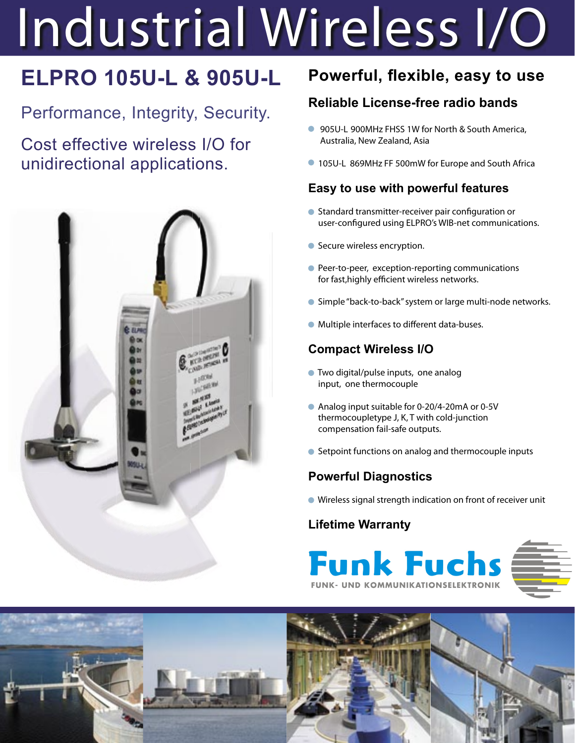# Industrial Wireless I/O

## ELPRO 105U-L & 905U-L

Performance, Integrity, Security.

Cost effective wireless I/O for unidirectional applications.

## Powerful, flexible, easy to use

### Reliable License-free radio bands

- 905U-L 900MHz FHSS 1W for North & South America, Australia, New Zealand, Asia
- 105U-L 869MHz FF 500mW for Europe and South Africa

### Easy to use with powerful features

- Standard transmitter-receiver pair configuration or user-configured using ELPRO's WIB-net communications.
- Secure wireless encryption.
- Peer-to-peer, exception-reporting communications for fast,highly efficient wireless networks.
- Simple "back-to-back" system or large multi-node networks.
- Multiple interfaces to different data-buses.

### Compact Wireless I/O

- Two digital/pulse inputs, one analog input, one thermocouple
- Analog input suitable for 0-20/4-20mA or 0-5V thermocoupletype J, K, T with cold-junction compensation fail-safe outputs.
- Setpoint functions on analog and thermocouple inputs

### Powerful Diagnostics

- Wireless signal strength indication on front of receiver unit

### Lifetime Warranty

**Funk Fuchs**

FUNK- UND KOMMUNIKATIONSELEKTRONIK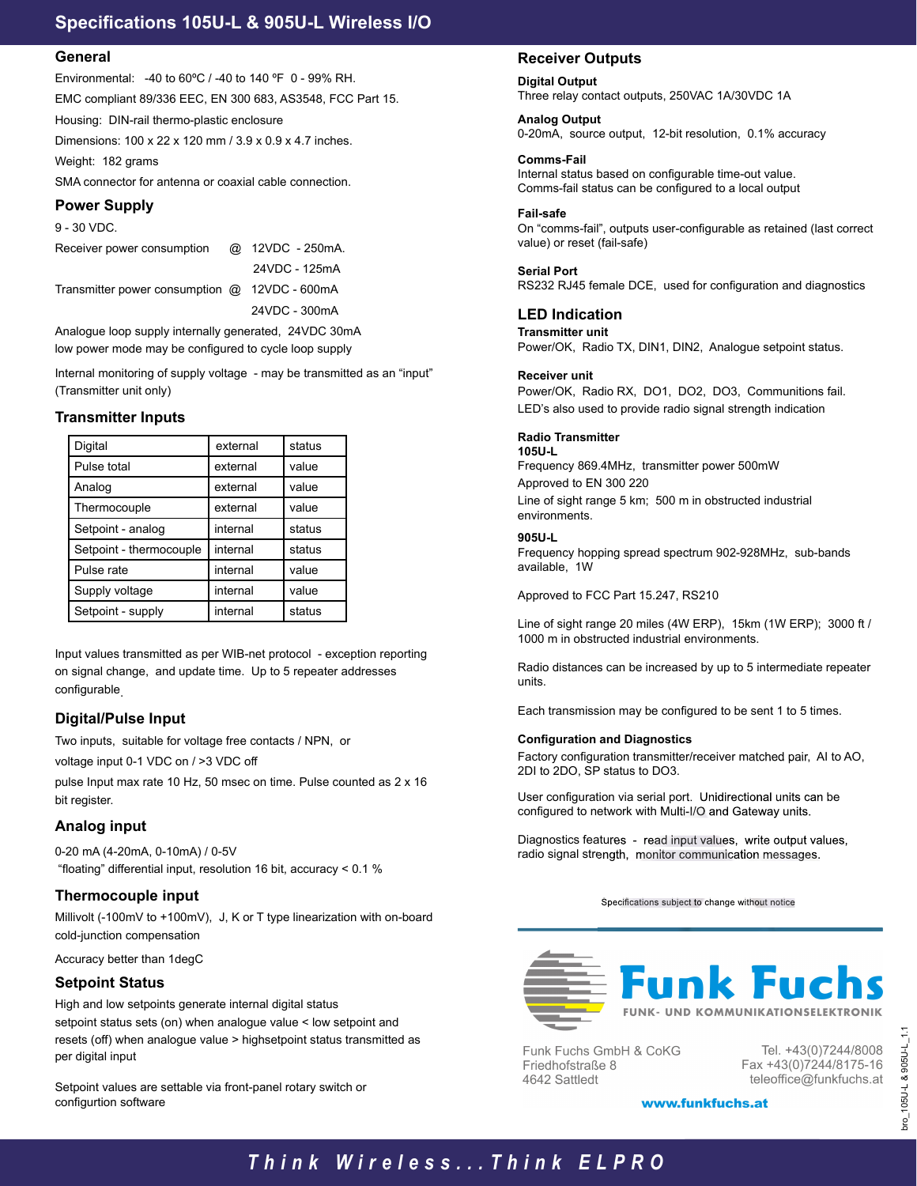# Specifications 105U-L & 905U-L Wireless I/O

## General

Environmental: -40 to 60ºC / -40 to 140 ºF 0 - 99% RH.

EMC compliant 89/336 EEC, EN 300 683, AS3548, FCC Part 15.

Housing: DIN-rail thermo-plastic enclosure

Dimensions: 100 x 22 x 120 mm / 3.9 x 0.9 x 4.7 inches.

Weight: 182 grams

SMA connector for antenna or coaxial cable connection.

## Power Supply

9 - 30 VDC.

Receiver power consumption @ 12VDC - 250mA.
24VDC - 125mA

Transmitter power consumption @ 12VDC - 600mA
24VDC - 300mA

Analogue loop supply internally generated, 24VDC 30mA
low power mode may be configured to cycle loop supply

Internal monitoring of supply voltage - may be transmitted as an "input" (Transmitter unit only)

## Transmitter Inputs

| | | |
|---|---|---|
| Digital | external | status |
| Pulse total | external | value |
| Analog | external | value |
| Thermocouple | external | value |
| Setpoint - analog | internal | status |
| Setpoint - thermocouple | internal | status |
| Pulse rate | internal | value |
| Supply voltage | internal | value |
| Setpoint - supply | internal | status |

Input values transmitted as per WIB-net protocol - exception reporting on signal change, and update time. Up to 5 repeater addresses configurable.

## Digital/Pulse Input

Two inputs, suitable for voltage free contacts / NPN, or

voltage input 0-1 VDC on / >3 VDC off

pulse Input max rate 10 Hz, 50 msec on time. Pulse counted as 2 x 16 bit register.

## Analog input

0-20 mA (4-20mA, 0-10mA) / 0-5V
"floating" differential input, resolution 16 bit, accuracy < 0.1 %

## Thermocouple input

Millivolt (-100mV to +100mV), J, K or T type linearization with on-board cold-junction compensation

Accuracy better than 1degC

## Setpoint Status

High and low setpoints generate internal digital status
setpoint status sets (on) when analogue value < low setpoint and resets (off) when analogue value > highsetpoint status transmitted as per digital input

Setpoint values are settable via front-panel rotary switch or configurtion software

## Receiver Outputs

**Digital Output**
Three relay contact outputs, 250VAC 1A/30VDC 1A

**Analog Output**
0-20mA, source output, 12-bit resolution, 0.1% accuracy

**Comms-Fail**
Internal status based on configurable time-out value.
Comms-fail status can be configured to a local output

**Fail-safe**
On "comms-fail", outputs user-configurable as retained (last correct value) or reset (fail-safe)

**Serial Port**
RS232 RJ45 female DCE, used for configuration and diagnostics

## LED Indication

**Transmitter unit**
Power/OK, Radio TX, DIN1, DIN2, Analogue setpoint status.

**Receiver unit**
Power/OK, Radio RX, DO1, DO2, DO3, Communitions fail.
LED's also used to provide radio signal strength indication

**Radio Transmitter**

**105U-L**
Frequency 869.4MHz, transmitter power 500mW
Approved to EN 300 220
Line of sight range 5 km; 500 m in obstructed industrial environments.

**905U-L**
Frequency hopping spread spectrum 902-928MHz, sub-bands available, 1W

Approved to FCC Part 15.247, RS210

Line of sight range 20 miles (4W ERP), 15km (1W ERP); 3000 ft / 1000 m in obstructed industrial environments.

Radio distances can be increased by up to 5 intermediate repeater units.

Each transmission may be configured to be sent 1 to 5 times.

**Configuration and Diagnostics**
Factory configuration transmitter/receiver matched pair, AI to AO, 2DI to 2DO, SP status to DO3.

User configuration via serial port. Unidirectional units can be configured to network with Multi-I/O and Gateway units.

Diagnostics features - read input values, write output values, radio signal strength, monitor communication messages.

Specifications subject to change without notice

Funk Fuchs
FUNK- UND KOMMUNIKATIONSELEKTRONIK

Funk Fuchs GmbH & CoKG
Friedhofstraße 8
4642 Sattledt

Tel. +43(0)7244/8008
Fax +43(0)7244/8175-16
teleoffice@funkfuchs.at

www.funkfuchs.at

bro_105U-L & 905U-L_1.1

*Think Wireless...Think ELPRO*